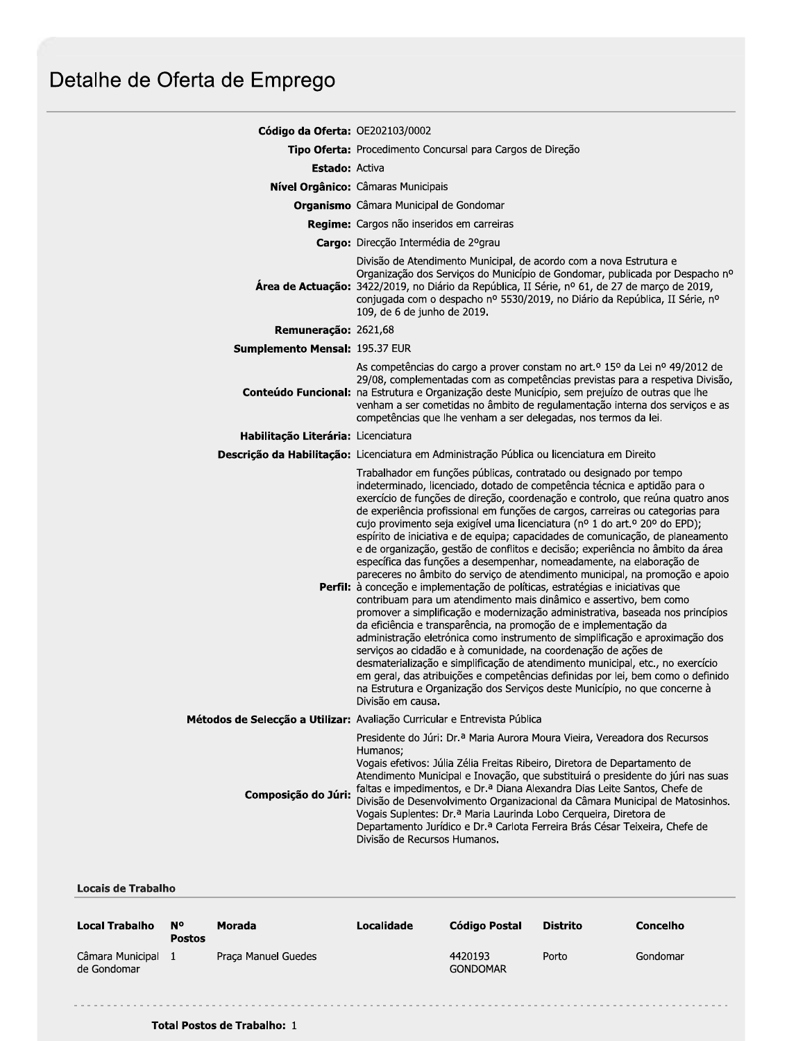# Detalhe de Oferta de Emprego

**Código da Oferta:** OE202103/0002

**Tipo Oferta:** Procedimento Concursal para Cargos de Direção

**Estado:** Activa

**Nível Orgânico:** Câmaras Municipais

**Organismo** Câmara Municipal de Gondomar

**Regime:** Cargos não inseridos em carreiras

**Cargo:** Direcção Intermédia de 2ºgrau

**Área de Actuação:** Divisão de Atendimento Municipal, de acordo com a nova Estrutura e Organização dos Serviços do Município de Gondomar, publicada por Despacho nº 3422/2019, no Diário da República, II Série, nº 61, de 27 de março de 2019, conjugada com o despacho nº 5530/2019, no Diário da República, II Série, nº 109, de 6 de junho de 2019.

**Remuneração:** 2621,68

**Sumplemento Mensal:** 195.37 EUR

**Conteúdo Funcional:** As competências do cargo a prover constam no art.º 15º da Lei nº 49/2012 de 29/08, complementadas com as competências previstas para a respetiva Divisão, na Estrutura e Organização deste Município, sem prejuízo de outras que lhe venham a ser cometidas no âmbito de regulamentação interna dos serviços e as competências que lhe venham a ser delegadas, nos termos da lei.

**Habilitação Literária:** Licenciatura

**Descrição da Habilitação:** Licenciatura em Administração Pública ou licenciatura em Direito

**Perfil:** Trabalhador em funções públicas, contratado ou designado por tempo indeterminado, licenciado, dotado de competência técnica e aptidão para o exercício de funções de direção, coordenação e controlo, que reúna quatro anos de experiência profissional em funções de cargos, carreiras ou categorias para cujo provimento seja exigível uma licenciatura (nº 1 do art.º 20º do EPD); espírito de iniciativa e de equipa; capacidades de comunicação, de planeamento e de organização, gestão de conflitos e decisão; experiência no âmbito da área específica das funções a desempenhar, nomeadamente, na elaboração de pareceres no âmbito do serviço de atendimento municipal, na promoção e apoio à conceção e implementação de políticas, estratégias e iniciativas que contribuam para um atendimento mais dinâmico e assertivo, bem como promover a simplificação e modernização administrativa, baseada nos princípios da eficiência e transparência, na promoção de e implementação da administração eletrónica como instrumento de simplificação e aproximação dos serviços ao cidadão e à comunidade, na coordenação de ações de desmaterialização e simplificação de atendimento municipal, etc., no exercício em geral, das atribuições e competências definidas por lei, bem como o definido na Estrutura e Organização dos Serviços deste Município, no que concerne à Divisão em causa.

**Métodos de Selecção a Utilizar:** Avaliação Curricular e Entrevista Pública

**Composição do Júri:** Presidente do Júri: Dr.ª Maria Aurora Moura Vieira, Vereadora dos Recursos Humanos;
Vogais efetivos: Júlia Zélia Freitas Ribeiro, Diretora de Departamento de Atendimento Municipal e Inovação, que substituirá o presidente do júri nas suas faltas e impedimentos, e Dr.ª Diana Alexandra Dias Leite Santos, Chefe de Divisão de Desenvolvimento Organizacional da Câmara Municipal de Matosinhos.
Vogais Suplentes: Dr.ª Maria Laurinda Lobo Cerqueira, Diretora de Departamento Jurídico e Dr.ª Carlota Ferreira Brás César Teixeira, Chefe de Divisão de Recursos Humanos.

## Locais de Trabalho

| Local Trabalho | Nº Postos | Morada | Localidade | Código Postal | Distrito | Concelho |
|---|---|---|---|---|---|---|
| Câmara Municipal de Gondomar | 1 | Praça Manuel Guedes | | 4420193 GONDOMAR | Porto | Gondomar |

**Total Postos de Trabalho:** 1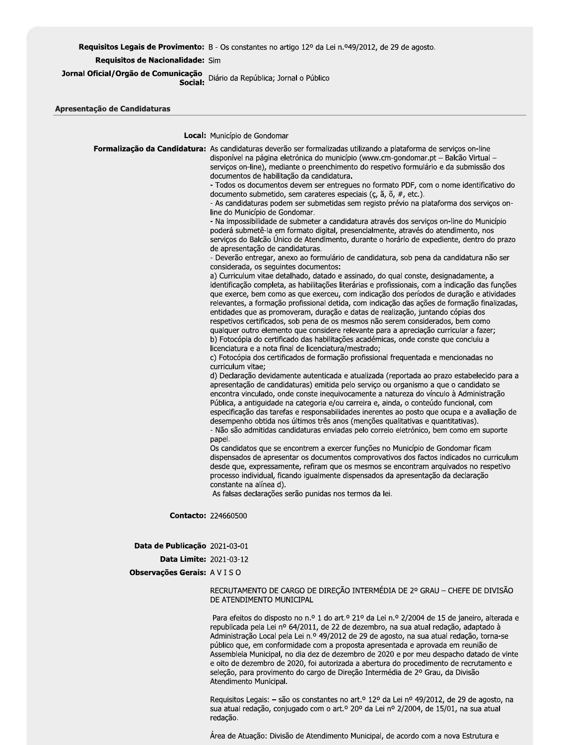**Requisitos Legais de Provimento:** B - Os constantes no artigo 12º da Lei n.º49/2012, de 29 de agosto.

**Requisitos de Nacionalidade:** Sim

**Jornal Oficial/Orgão de Comunicação Social:** Diário da República; Jornal o Público

## Apresentação de Candidaturas

**Local:** Município de Gondomar

**Formalização da Candidatura:** As candidaturas deverão ser formalizadas utilizando a plataforma de serviços on-line disponível na página eletrónica do município (www.cm-gondomar.pt – Balcão Virtual – serviços on-line), mediante o preenchimento do respetivo formulário e da submissão dos documentos de habilitação da candidatura.

- Todos os documentos devem ser entregues no formato PDF, com o nome identificativo do documento submetido, sem carateres especiais (ç, ã, õ, #, etc.).
- As candidaturas podem ser submetidas sem registo prévio na plataforma dos serviços on-line do Município de Gondomar.
- Na impossibilidade de submeter a candidatura através dos serviços on-line do Município poderá submetê-la em formato digital, presencialmente, através do atendimento, nos serviços do Balcão Único de Atendimento, durante o horário de expediente, dentro do prazo de apresentação de candidaturas.
- Deverão entregar, anexo ao formulário de candidatura, sob pena da candidatura não ser considerada, os seguintes documentos:

a) Curriculum vitae detalhado, datado e assinado, do qual conste, designadamente, a identificação completa, as habilitações literárias e profissionais, com a indicação das funções que exerce, bem como as que exerceu, com indicação dos períodos de duração e atividades relevantes, a formação profissional detida, com indicação das ações de formação finalizadas, entidades que as promoveram, duração e datas de realização, juntando cópias dos respetivos certificados, sob pena de os mesmos não serem considerados, bem como qualquer outro elemento que considere relevante para a apreciação curricular a fazer;

b) Fotocópia do certificado das habilitações académicas, onde conste que concluiu a licenciatura e a nota final de licenciatura/mestrado;

c) Fotocópia dos certificados de formação profissional frequentada e mencionadas no curriculum vitae;

d) Declaração devidamente autenticada e atualizada (reportada ao prazo estabelecido para a apresentação de candidaturas) emitida pelo serviço ou organismo a que o candidato se encontra vinculado, onde conste inequivocamente a natureza do vínculo à Administração Pública, a antiguidade na categoria e/ou carreira e, ainda, o conteúdo funcional, com especificação das tarefas e responsabilidades inerentes ao posto que ocupa e a avaliação de desempenho obtida nos últimos três anos (menções qualitativas e quantitativas).

- Não são admitidas candidaturas enviadas pelo correio eletrónico, bem como em suporte papel.

Os candidatos que se encontrem a exercer funções no Município de Gondomar ficam dispensados de apresentar os documentos comprovativos dos factos indicados no curriculum desde que, expressamente, refiram que os mesmos se encontram arquivados no respetivo processo individual, ficando igualmente dispensados da apresentação da declaração constante na alínea d).

As falsas declarações serão punidas nos termos da lei.

**Contacto:** 224660500

**Data de Publicação** 2021-03-01

**Data Limite:** 2021-03-12

**Observações Gerais:** A V I S O

RECRUTAMENTO DE CARGO DE DIREÇÃO INTERMÉDIA DE 2º GRAU – CHEFE DE DIVISÃO DE ATENDIMENTO MUNICIPAL

Para efeitos do disposto no n.º 1 do art.º 21º da Lei n.º 2/2004 de 15 de janeiro, alterada e republicada pela Lei nº 64/2011, de 22 de dezembro, na sua atual redação, adaptado à Administração Local pela Lei n.º 49/2012 de 29 de agosto, na sua atual redação, torna-se público que, em conformidade com a proposta apresentada e aprovada em reunião de Assembleia Municipal, no dia dez de dezembro de 2020 e por meu despacho datado de vinte e oito de dezembro de 2020, foi autorizada a abertura do procedimento de recrutamento e seleção, para provimento do cargo de Direção Intermédia de 2º Grau, da Divisão Atendimento Municipal.

Requisitos Legais: – são os constantes no art.º 12º da Lei nº 49/2012, de 29 de agosto, na sua atual redação, conjugado com o art.º 20º da Lei nº 2/2004, de 15/01, na sua atual redação.

Área de Atuação: Divisão de Atendimento Municipal, de acordo com a nova Estrutura e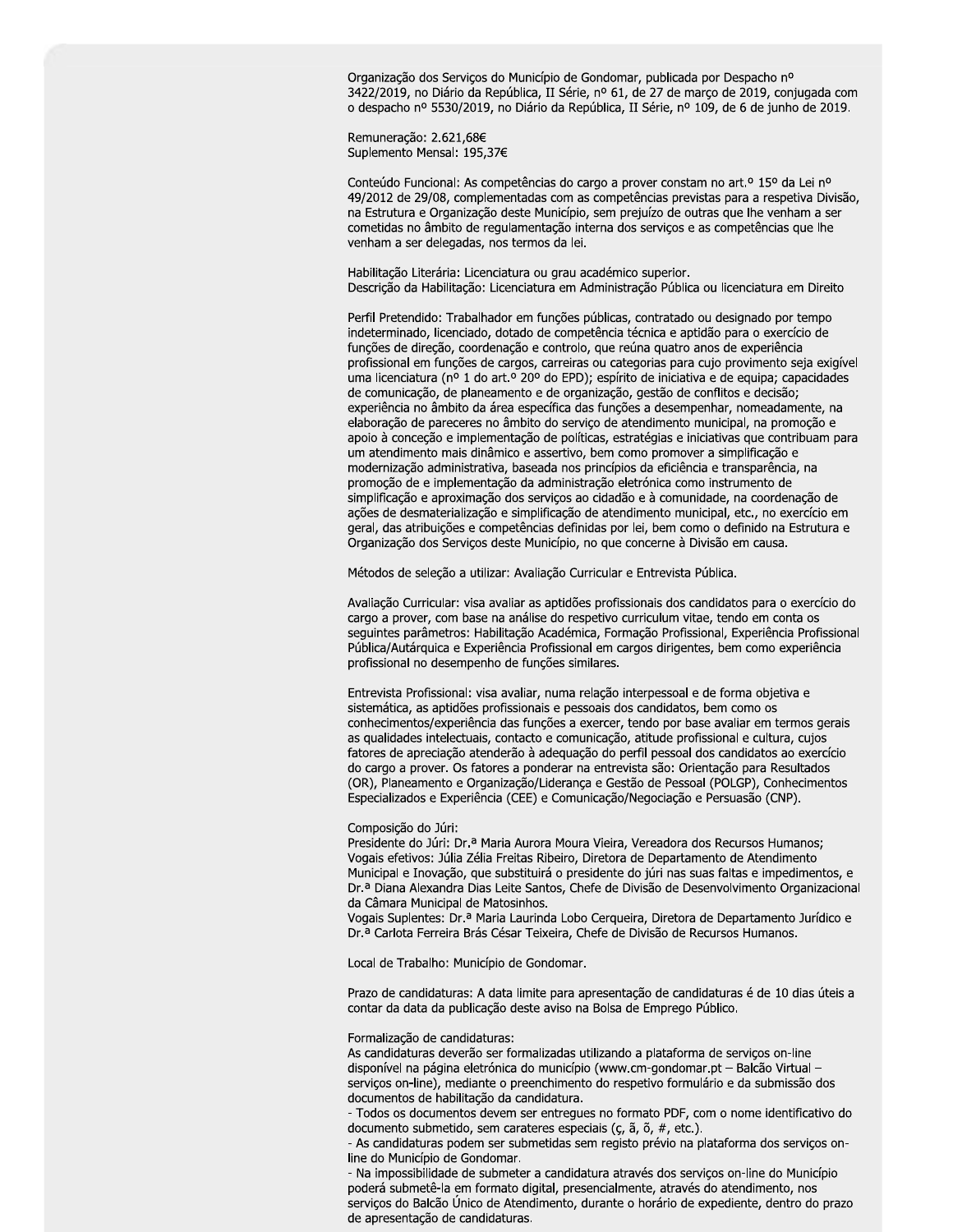Organização dos Serviços do Município de Gondomar, publicada por Despacho nº 3422/2019, no Diário da República, II Série, nº 61, de 27 de março de 2019, conjugada com o despacho nº 5530/2019, no Diário da República, II Série, nº 109, de 6 de junho de 2019.

Remuneração: 2.621,68€
Suplemento Mensal: 195,37€

Conteúdo Funcional: As competências do cargo a prover constam no art.º 15º da Lei nº 49/2012 de 29/08, complementadas com as competências previstas para a respetiva Divisão, na Estrutura e Organização deste Município, sem prejuízo de outras que lhe venham a ser cometidas no âmbito de regulamentação interna dos serviços e as competências que lhe venham a ser delegadas, nos termos da lei.

Habilitação Literária: Licenciatura ou grau académico superior.
Descrição da Habilitação: Licenciatura em Administração Pública ou licenciatura em Direito

Perfil Pretendido: Trabalhador em funções públicas, contratado ou designado por tempo indeterminado, licenciado, dotado de competência técnica e aptidão para o exercício de funções de direção, coordenação e controlo, que reúna quatro anos de experiência profissional em funções de cargos, carreiras ou categorias para cujo provimento seja exigível uma licenciatura (nº 1 do art.º 20º do EPD); espírito de iniciativa e de equipa; capacidades de comunicação, de planeamento e de organização, gestão de conflitos e decisão; experiência no âmbito da área específica das funções a desempenhar, nomeadamente, na elaboração de pareceres no âmbito do serviço de atendimento municipal, na promoção e apoio à conceção e implementação de políticas, estratégias e iniciativas que contribuam para um atendimento mais dinâmico e assertivo, bem como promover a simplificação e modernização administrativa, baseada nos princípios da eficiência e transparência, na promoção de e implementação da administração eletrónica como instrumento de simplificação e aproximação dos serviços ao cidadão e à comunidade, na coordenação de ações de desmaterialização e simplificação de atendimento municipal, etc., no exercício em geral, das atribuições e competências definidas por lei, bem como o definido na Estrutura e Organização dos Serviços deste Município, no que concerne à Divisão em causa.

Métodos de seleção a utilizar: Avaliação Curricular e Entrevista Pública.

Avaliação Curricular: visa avaliar as aptidões profissionais dos candidatos para o exercício do cargo a prover, com base na análise do respetivo curriculum vitae, tendo em conta os seguintes parâmetros: Habilitação Académica, Formação Profissional, Experiência Profissional Pública/Autárquica e Experiência Profissional em cargos dirigentes, bem como experiência profissional no desempenho de funções similares.

Entrevista Profissional: visa avaliar, numa relação interpessoal e de forma objetiva e sistemática, as aptidões profissionais e pessoais dos candidatos, bem como os conhecimentos/experiência das funções a exercer, tendo por base avaliar em termos gerais as qualidades intelectuais, contacto e comunicação, atitude profissional e cultura, cujos fatores de apreciação atenderão à adequação do perfil pessoal dos candidatos ao exercício do cargo a prover. Os fatores a ponderar na entrevista são: Orientação para Resultados (OR), Planeamento e Organização/Liderança e Gestão de Pessoal (POLGP), Conhecimentos Especializados e Experiência (CEE) e Comunicação/Negociação e Persuasão (CNP).

Composição do Júri:
Presidente do Júri: Dr.ª Maria Aurora Moura Vieira, Vereadora dos Recursos Humanos;
Vogais efetivos: Júlia Zélia Freitas Ribeiro, Diretora de Departamento de Atendimento Municipal e Inovação, que substituirá o presidente do júri nas suas faltas e impedimentos, e Dr.ª Diana Alexandra Dias Leite Santos, Chefe de Divisão de Desenvolvimento Organizacional da Câmara Municipal de Matosinhos.
Vogais Suplentes: Dr.ª Maria Laurinda Lobo Cerqueira, Diretora de Departamento Jurídico e Dr.ª Carlota Ferreira Brás César Teixeira, Chefe de Divisão de Recursos Humanos.

Local de Trabalho: Município de Gondomar.

Prazo de candidaturas: A data limite para apresentação de candidaturas é de 10 dias úteis a contar da data da publicação deste aviso na Bolsa de Emprego Público.

Formalização de candidaturas:
As candidaturas deverão ser formalizadas utilizando a plataforma de serviços on-line disponível na página eletrónica do município (www.cm-gondomar.pt – Balcão Virtual – serviços on-line), mediante o preenchimento do respetivo formulário e da submissão dos documentos de habilitação da candidatura.
- Todos os documentos devem ser entregues no formato PDF, com o nome identificativo do documento submetido, sem carateres especiais (ç, ã, õ, #, etc.).
- As candidaturas podem ser submetidas sem registo prévio na plataforma dos serviços on-line do Município de Gondomar.
- Na impossibilidade de submeter a candidatura através dos serviços on-line do Município poderá submetê-la em formato digital, presencialmente, através do atendimento, nos serviços do Balcão Único de Atendimento, durante o horário de expediente, dentro do prazo de apresentação de candidaturas.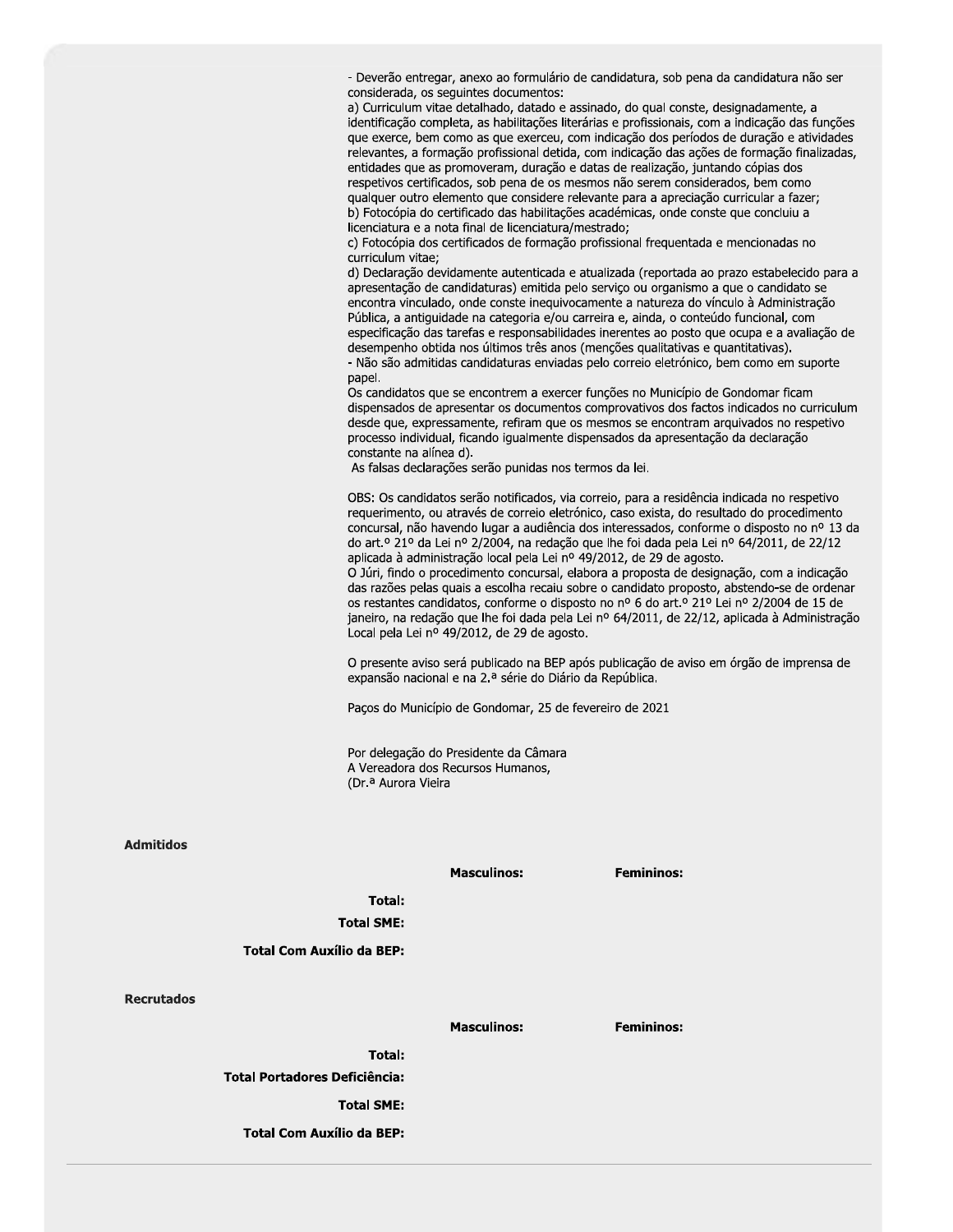- Deverão entregar, anexo ao formulário de candidatura, sob pena da candidatura não ser considerada, os seguintes documentos:

a) Curriculum vitae detalhado, datado e assinado, do qual conste, designadamente, a identificação completa, as habilitações literárias e profissionais, com a indicação das funções que exerce, bem como as que exerceu, com indicação dos períodos de duração e atividades relevantes, a formação profissional detida, com indicação das ações de formação finalizadas, entidades que as promoveram, duração e datas de realização, juntando cópias dos respetivos certificados, sob pena de os mesmos não serem considerados, bem como qualquer outro elemento que considere relevante para a apreciação curricular a fazer;

b) Fotocópia do certificado das habilitações académicas, onde conste que concluiu a licenciatura e a nota final de licenciatura/mestrado;

c) Fotocópia dos certificados de formação profissional frequentada e mencionadas no curriculum vitae;

d) Declaração devidamente autenticada e atualizada (reportada ao prazo estabelecido para a apresentação de candidaturas) emitida pelo serviço ou organismo a que o candidato se encontra vinculado, onde conste inequivocamente a natureza do vínculo à Administração Pública, a antiguidade na categoria e/ou carreira e, ainda, o conteúdo funcional, com especificação das tarefas e responsabilidades inerentes ao posto que ocupa e a avaliação de desempenho obtida nos últimos três anos (menções qualitativas e quantitativas).

- Não são admitidas candidaturas enviadas pelo correio eletrónico, bem como em suporte papel.

Os candidatos que se encontrem a exercer funções no Município de Gondomar ficam dispensados de apresentar os documentos comprovativos dos factos indicados no curriculum desde que, expressamente, refiram que os mesmos se encontram arquivados no respetivo processo individual, ficando igualmente dispensados da apresentação da declaração constante na alínea d).

As falsas declarações serão punidas nos termos da lei.

OBS: Os candidatos serão notificados, via correio, para a residência indicada no respetivo requerimento, ou através de correio eletrónico, caso exista, do resultado do procedimento concursal, não havendo lugar a audiência dos interessados, conforme o disposto no nº 13 da do art.º 21º da Lei nº 2/2004, na redação que lhe foi dada pela Lei nº 64/2011, de 22/12 aplicada à administração local pela Lei nº 49/2012, de 29 de agosto.

O Júri, findo o procedimento concursal, elabora a proposta de designação, com a indicação das razões pelas quais a escolha recaiu sobre o candidato proposto, abstendo-se de ordenar os restantes candidatos, conforme o disposto no nº 6 do art.º 21º Lei nº 2/2004 de 15 de janeiro, na redação que lhe foi dada pela Lei nº 64/2011, de 22/12, aplicada à Administração Local pela Lei nº 49/2012, de 29 de agosto.

O presente aviso será publicado na BEP após publicação de aviso em órgão de imprensa de expansão nacional e na 2.ª série do Diário da República.

Paços do Município de Gondomar, 25 de fevereiro de 2021

Por delegação do Presidente da Câmara
A Vereadora dos Recursos Humanos,
(Dr.ª Aurora Vieira

**Admitidos**

| | **Masculinos:** | **Femininos:** |
|---|---|---|
| **Total:** | | |
| **Total SME:** | | |
| **Total Com Auxílio da BEP:** | | |

**Recrutados**

| | **Masculinos:** | **Femininos:** |
|---|---|---|
| **Total:** | | |
| **Total Portadores Deficiência:** | | |
| **Total SME:** | | |
| **Total Com Auxílio da BEP:** | | |